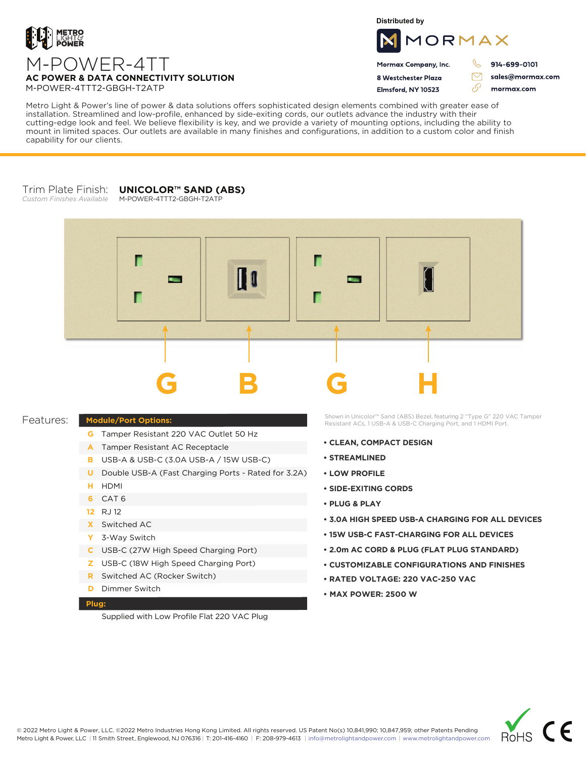# M-POWER-4TT

**AC POWER & DATA CONNECTIVITY SOLUTION**

M-POWER-4TTT2-GBGH-T2ATP

Distributed by

**Mormax Company, Inc.**
**8 Westchester Plaza**
**Elmsford, NY 10523**

**914-699-0101**
**sales@mormax.com**
**mormax.com**

Metro Light & Power's line of power & data solutions offers sophisticated design elements combined with greater ease of installation. Streamlined and low-profile, enhanced by side-exiting cords, our outlets advance the industry with their cutting-edge look and feel. We believe flexibility is key, and we provide a variety of mounting options, including the ability to mount in limited spaces. Our outlets are available in many finishes and configurations, in addition to a custom color and finish capability for our clients.

Trim Plate Finish: **UNICOLOR™ SAND (ABS)**
*Custom Finishes Available*
M-POWER-4TTT2-GBGH-T2ATP

G B G H

Shown in Unicolor™ Sand (ABS) Bezel, featuring 2 "Type G" 220 VAC Tamper Resistant ACs, 1 USB-A & USB-C Charging Port, and 1 HDMI Port.

## Features:

| Module/Port Options: | |
|---|---|
| G | Tamper Resistant 220 VAC Outlet 50 Hz |
| A | Tamper Resistant AC Receptacle |
| B | USB-A & USB-C (3.0A USB-A / 15W USB-C) |
| U | Double USB-A (Fast Charging Ports - Rated for 3.2A) |
| H | HDMI |
| 6 | CAT 6 |
| 12 | RJ 12 |
| X | Switched AC |
| Y | 3-Way Switch |
| C | USB-C (27W High Speed Charging Port) |
| Z | USB-C (18W High Speed Charging Port) |
| R | Switched AC (Rocker Switch) |
| D | Dimmer Switch |

**Plug:**

Supplied with Low Profile Flat 220 VAC Plug

- **CLEAN, COMPACT DESIGN**
- **STREAMLINED**
- **LOW PROFILE**
- **SIDE-EXITING CORDS**
- **PLUG & PLAY**
- **3.0A HIGH SPEED USB-A CHARGING FOR ALL DEVICES**
- **15W USB-C FAST-CHARGING FOR ALL DEVICES**
- **2.0m AC CORD & PLUG (FLAT PLUG STANDARD)**
- **CUSTOMIZABLE CONFIGURATIONS AND FINISHES**
- **RATED VOLTAGE: 220 VAC-250 VAC**
- **MAX POWER: 2500 W**

© 2022 Metro Light & Power, LLC. ©2022 Metro Industries Hong Kong Limited. All rights reserved. US Patent No(s) 10,841,990; 10,847,959; other Patents Pending
Metro Light & Power, LLC | 11 Smith Street, Englewood, NJ 076316 | T: 201-416-4160 | F: 208-979-4613 | info@metrolightandpower.com | www.metrolightandpower.com

RoHS CE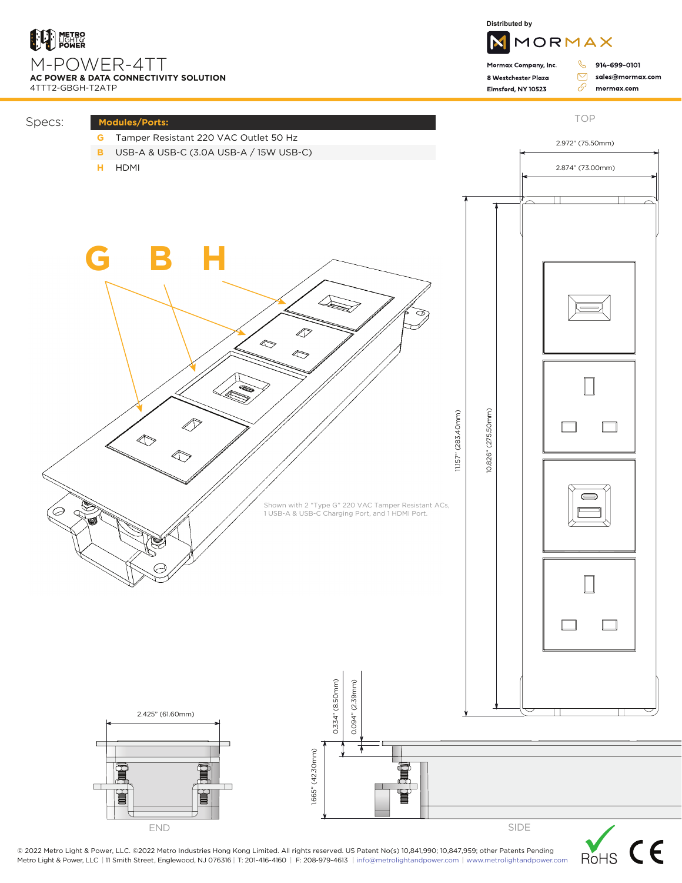# M-POWER-4TT

**AC POWER & DATA CONNECTIVITY SOLUTION**

4TTT2-GBGH-T2ATP

Distributed by MORMAX

Mormax Company, Inc.
8 Westchester Plaza
Elmsford, NY 10523

914-699-0101
sales@mormax.com
mormax.com

## Specs:

| Modules/Ports: | |
|---|---|
| G | Tamper Resistant 220 VAC Outlet 50 Hz |
| B | USB-A & USB-C (3.0A USB-A / 15W USB-C) |
| H | HDMI |

G B H

Shown with 2 "Type G" 220 VAC Tamper Resistant ACs, 1 USB-A & USB-C Charging Port, and 1 HDMI Port.

TOP

2.972" (75.50mm)

2.874" (73.00mm)

11.157" (283.40mm)

10.826" (275.50mm)

2.425" (61.60mm)

END

0.334" (8.50mm)

0.094" (2.39mm)

1.665" (42.30mm)

SIDE

© 2022 Metro Light & Power, LLC. ©2022 Metro Industries Hong Kong Limited. All rights reserved. US Patent No(s) 10,841,990; 10,847,959; other Patents Pending
Metro Light & Power, LLC | 11 Smith Street, Englewood, NJ 076316 | T: 201-416-4160 | F: 208-979-4613 | info@metrolightandpower.com | www.metrolightandpower.com

RoHS CE